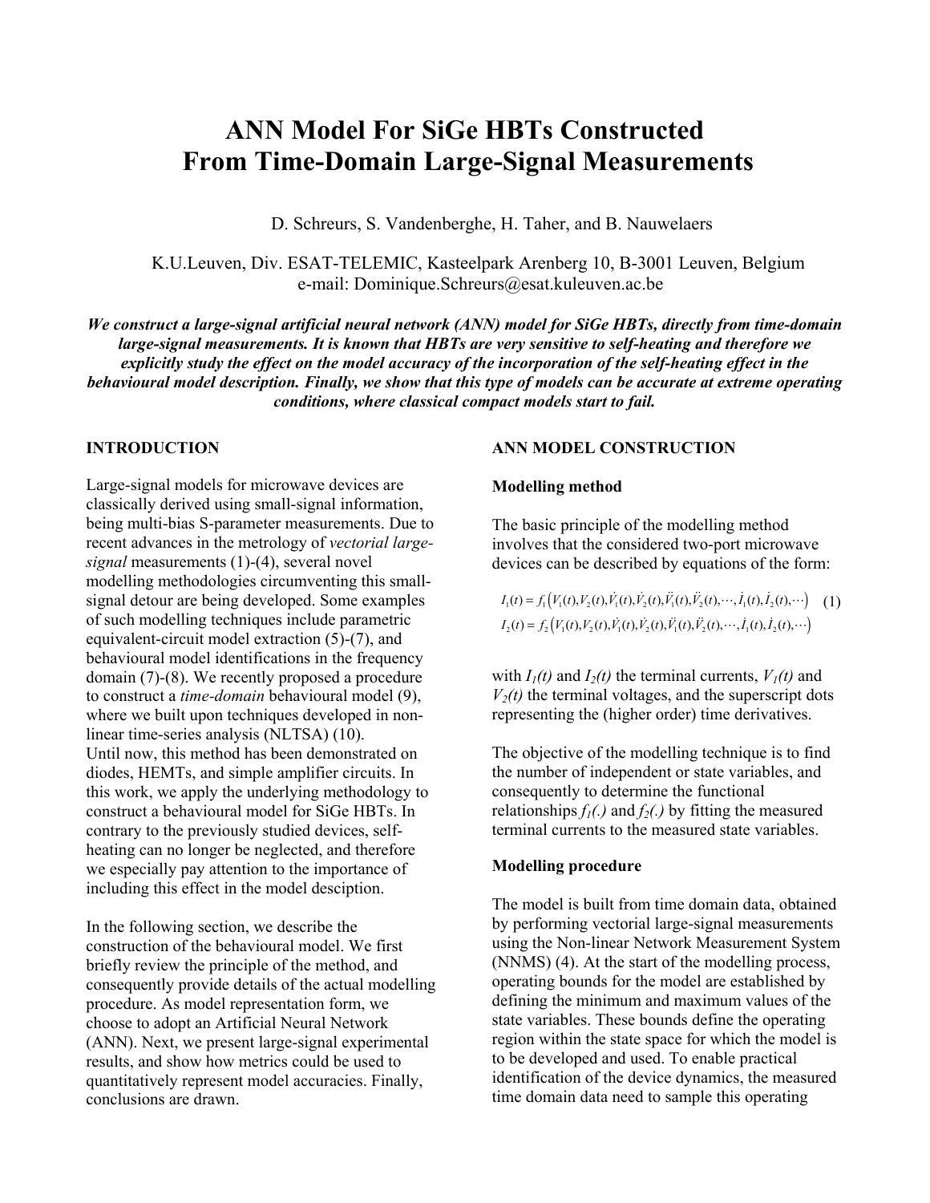# ANN Model For SiGe HBTs Constructed From Time-Domain Large-Signal Measurements

D. Schreurs, S. Vandenberghe, H. Taher, and B. Nauwelaers

K.U.Leuven, Div. ESAT-TELEMIC, Kasteelpark Arenberg 10, B-3001 Leuven, Belgium
e-mail: Dominique.Schreurs@esat.kuleuven.ac.be

***We construct a large-signal artificial neural network (ANN) model for SiGe HBTs, directly from time-domain large-signal measurements. It is known that HBTs are very sensitive to self-heating and therefore we explicitly study the effect on the model accuracy of the incorporation of the self-heating effect in the behavioural model description. Finally, we show that this type of models can be accurate at extreme operating conditions, where classical compact models start to fail.***

## INTRODUCTION

Large-signal models for microwave devices are classically derived using small-signal information, being multi-bias S-parameter measurements. Due to recent advances in the metrology of *vectorial large-signal* measurements (1)-(4), several novel modelling methodologies circumventing this small-signal detour are being developed. Some examples of such modelling techniques include parametric equivalent-circuit model extraction (5)-(7), and behavioural model identifications in the frequency domain (7)-(8). We recently proposed a procedure to construct a *time-domain* behavioural model (9), where we built upon techniques developed in non-linear time-series analysis (NLTSA) (10).
Until now, this method has been demonstrated on diodes, HEMTs, and simple amplifier circuits. In this work, we apply the underlying methodology to construct a behavioural model for SiGe HBTs. In contrary to the previously studied devices, self-heating can no longer be neglected, and therefore we especially pay attention to the importance of including this effect in the model desciption.

In the following section, we describe the construction of the behavioural model. We first briefly review the principle of the method, and consequently provide details of the actual modelling procedure. As model representation form, we choose to adopt an Artificial Neural Network (ANN). Next, we present large-signal experimental results, and show how metrics could be used to quantitatively represent model accuracies. Finally, conclusions are drawn.

## ANN MODEL CONSTRUCTION

### Modelling method

The basic principle of the modelling method involves that the considered two-port microwave devices can be described by equations of the form:

$$
\begin{aligned}
I_1(t) &= f_1\left(V_1(t), V_2(t), \dot{V}_1(t), \dot{V}_2(t), \ddot{V}_1(t), \ddot{V}_2(t), \cdots, \dot{I}_1(t), \dot{I}_2(t), \cdots\right) \quad (1) \\
I_2(t) &= f_2\left(V_1(t), V_2(t), \dot{V}_1(t), \dot{V}_2(t), \ddot{V}_1(t), \ddot{V}_2(t), \cdots, \dot{I}_1(t), \dot{I}_2(t), \cdots\right)
\end{aligned}
$$

with $I_1(t)$ and $I_2(t)$ the terminal currents, $V_1(t)$ and $V_2(t)$ the terminal voltages, and the superscript dots representing the (higher order) time derivatives.

The objective of the modelling technique is to find the number of independent or state variables, and consequently to determine the functional relationships $f_1(.)$ and $f_2(.)$ by fitting the measured terminal currents to the measured state variables.

### Modelling procedure

The model is built from time domain data, obtained by performing vectorial large-signal measurements using the Non-linear Network Measurement System (NNMS) (4). At the start of the modelling process, operating bounds for the model are established by defining the minimum and maximum values of the state variables. These bounds define the operating region within the state space for which the model is to be developed and used. To enable practical identification of the device dynamics, the measured time domain data need to sample this operating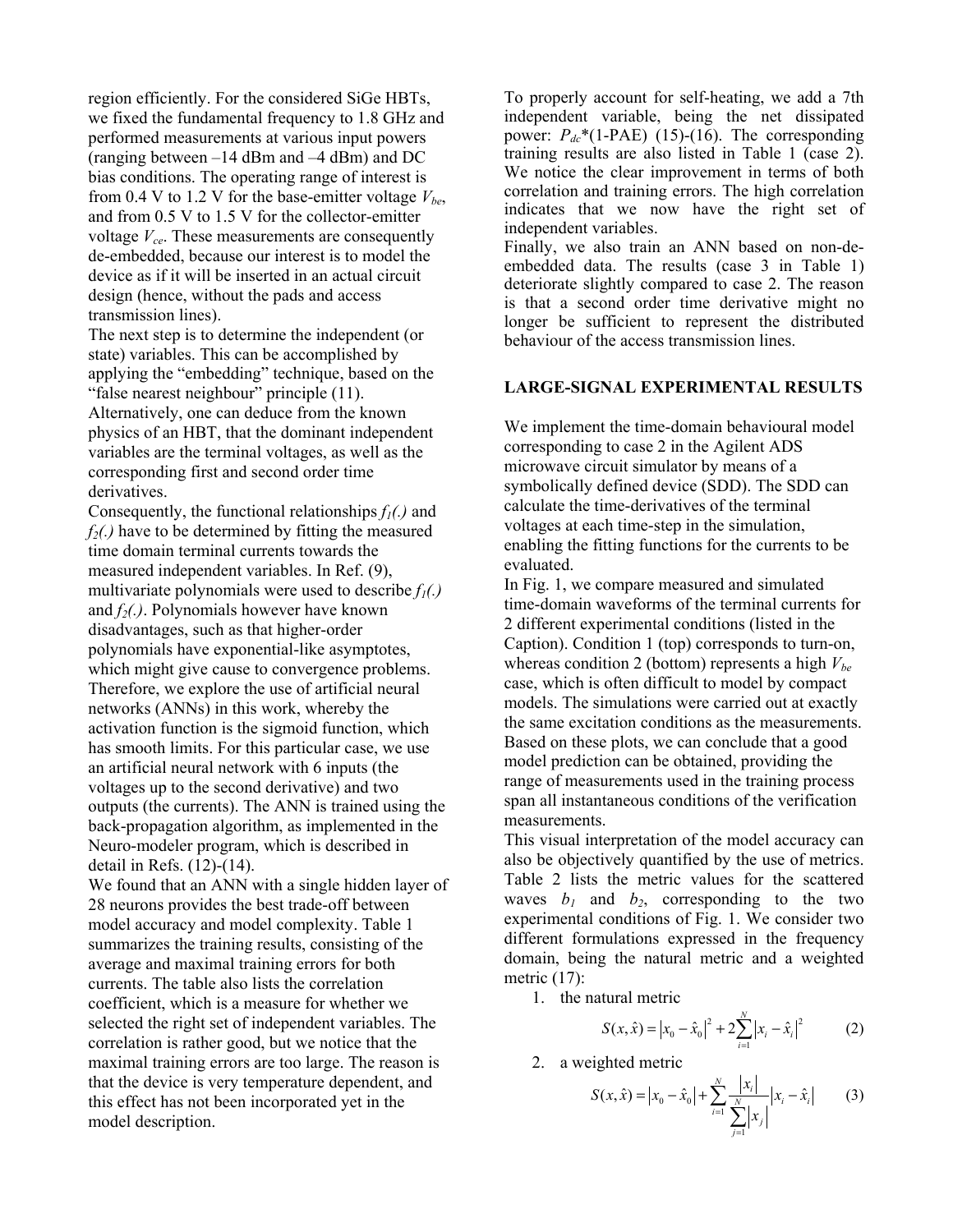region efficiently. For the considered SiGe HBTs, we fixed the fundamental frequency to 1.8 GHz and performed measurements at various input powers (ranging between –14 dBm and –4 dBm) and DC bias conditions. The operating range of interest is from 0.4 V to 1.2 V for the base-emitter voltage $V_{be}$, and from 0.5 V to 1.5 V for the collector-emitter voltage $V_{ce}$. These measurements are consequently de-embedded, because our interest is to model the device as if it will be inserted in an actual circuit design (hence, without the pads and access transmission lines).

The next step is to determine the independent (or state) variables. This can be accomplished by applying the "embedding" technique, based on the "false nearest neighbour" principle (11). Alternatively, one can deduce from the known physics of an HBT, that the dominant independent variables are the terminal voltages, as well as the corresponding first and second order time derivatives.

Consequently, the functional relationships $f_1(.)$ and $f_2(.)$ have to be determined by fitting the measured time domain terminal currents towards the measured independent variables. In Ref. (9), multivariate polynomials were used to describe $f_1(.)$ and $f_2(.)$. Polynomials however have known disadvantages, such as that higher-order polynomials have exponential-like asymptotes, which might give cause to convergence problems. Therefore, we explore the use of artificial neural networks (ANNs) in this work, whereby the activation function is the sigmoid function, which has smooth limits. For this particular case, we use an artificial neural network with 6 inputs (the voltages up to the second derivative) and two outputs (the currents). The ANN is trained using the back-propagation algorithm, as implemented in the Neuro-modeler program, which is described in detail in Refs. (12)-(14).

We found that an ANN with a single hidden layer of 28 neurons provides the best trade-off between model accuracy and model complexity. Table 1 summarizes the training results, consisting of the average and maximal training errors for both currents. The table also lists the correlation coefficient, which is a measure for whether we selected the right set of independent variables. The correlation is rather good, but we notice that the maximal training errors are too large. The reason is that the device is very temperature dependent, and this effect has not been incorporated yet in the model description.

To properly account for self-heating, we add a 7th independent variable, being the net dissipated power: $P_{dc}$*(1-PAE) (15)-(16). The corresponding training results are also listed in Table 1 (case 2). We notice the clear improvement in terms of both correlation and training errors. The high correlation indicates that we now have the right set of independent variables.

Finally, we also train an ANN based on non-de-embedded data. The results (case 3 in Table 1) deteriorate slightly compared to case 2. The reason is that a second order time derivative might no longer be sufficient to represent the distributed behaviour of the access transmission lines.

## LARGE-SIGNAL EXPERIMENTAL RESULTS

We implement the time-domain behavioural model corresponding to case 2 in the Agilent ADS microwave circuit simulator by means of a symbolically defined device (SDD). The SDD can calculate the time-derivatives of the terminal voltages at each time-step in the simulation, enabling the fitting functions for the currents to be evaluated.

In Fig. 1, we compare measured and simulated time-domain waveforms of the terminal currents for 2 different experimental conditions (listed in the Caption). Condition 1 (top) corresponds to turn-on, whereas condition 2 (bottom) represents a high $V_{be}$ case, which is often difficult to model by compact models. The simulations were carried out at exactly the same excitation conditions as the measurements. Based on these plots, we can conclude that a good model prediction can be obtained, providing the range of measurements used in the training process span all instantaneous conditions of the verification measurements.

This visual interpretation of the model accuracy can also be objectively quantified by the use of metrics. Table 2 lists the metric values for the scattered waves $b_1$ and $b_2$, corresponding to the two experimental conditions of Fig. 1. We consider two different formulations expressed in the frequency domain, being the natural metric and a weighted metric (17):

1. the natural metric

$$S(x,\hat{x}) = \left|x_0 - \hat{x}_0\right|^2 + 2\sum_{i=1}^{N}\left|x_i - \hat{x}_i\right|^2 \qquad (2)$$

2. a weighted metric

$$S(x,\hat{x}) = \left|x_0 - \hat{x}_0\right| + \sum_{i=1}^{N}\frac{\left|x_i\right|}{\sum_{j=1}^{N}\left|x_j\right|}\left|x_i - \hat{x}_i\right| \qquad (3)$$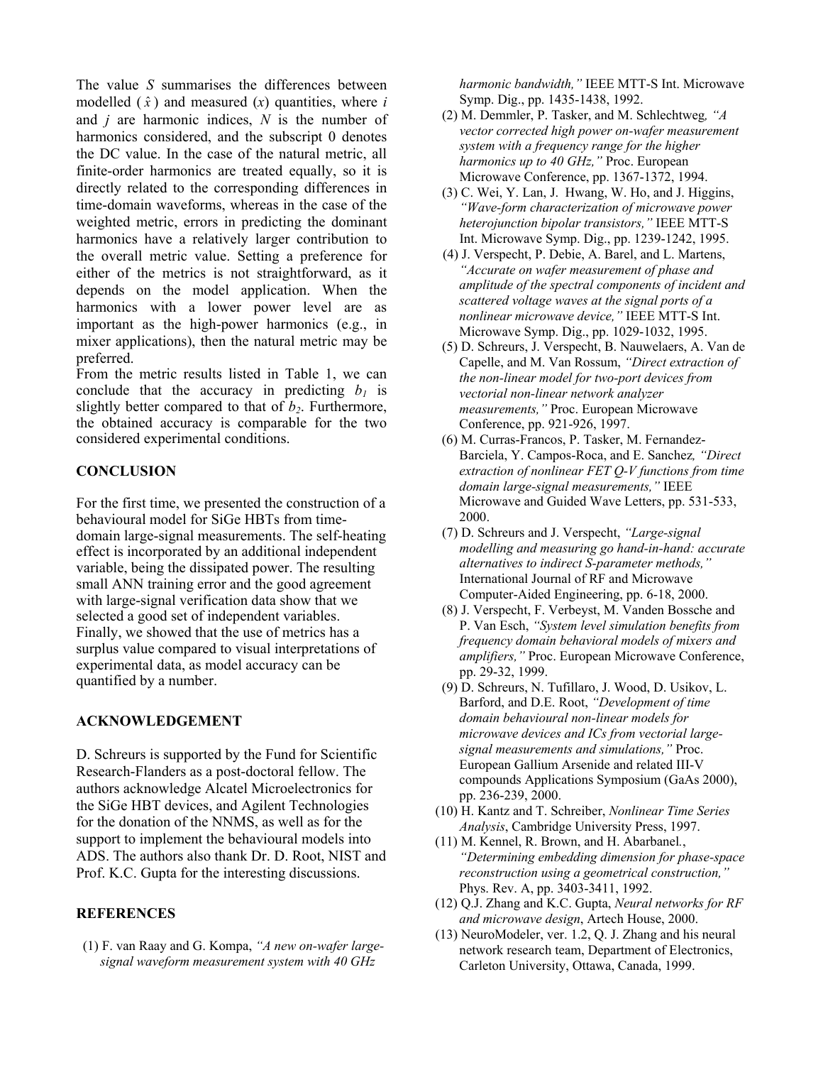The value $S$ summarises the differences between modelled ($\hat{x}$) and measured ($x$) quantities, where $i$ and $j$ are harmonic indices, $N$ is the number of harmonics considered, and the subscript 0 denotes the DC value. In the case of the natural metric, all finite-order harmonics are treated equally, so it is directly related to the corresponding differences in time-domain waveforms, whereas in the case of the weighted metric, errors in predicting the dominant harmonics have a relatively larger contribution to the overall metric value. Setting a preference for either of the metrics is not straightforward, as it depends on the model application. When the harmonics with a lower power level are as important as the high-power harmonics (e.g., in mixer applications), then the natural metric may be preferred.

From the metric results listed in Table 1, we can conclude that the accuracy in predicting $b_1$ is slightly better compared to that of $b_2$. Furthermore, the obtained accuracy is comparable for the two considered experimental conditions.

## CONCLUSION

For the first time, we presented the construction of a behavioural model for SiGe HBTs from time-domain large-signal measurements. The self-heating effect is incorporated by an additional independent variable, being the dissipated power. The resulting small ANN training error and the good agreement with large-signal verification data show that we selected a good set of independent variables. Finally, we showed that the use of metrics has a surplus value compared to visual interpretations of experimental data, as model accuracy can be quantified by a number.

## ACKNOWLEDGEMENT

D. Schreurs is supported by the Fund for Scientific Research-Flanders as a post-doctoral fellow. The authors acknowledge Alcatel Microelectronics for the SiGe HBT devices, and Agilent Technologies for the donation of the NNMS, as well as for the support to implement the behavioural models into ADS. The authors also thank Dr. D. Root, NIST and Prof. K.C. Gupta for the interesting discussions.

## REFERENCES

(1) F. van Raay and G. Kompa, *"A new on-wafer large-signal waveform measurement system with 40 GHz harmonic bandwidth,"* IEEE MTT-S Int. Microwave Symp. Dig., pp. 1435-1438, 1992.

(2) M. Demmler, P. Tasker, and M. Schlechtweg, *"A vector corrected high power on-wafer measurement system with a frequency range for the higher harmonics up to 40 GHz,"* Proc. European Microwave Conference, pp. 1367-1372, 1994.

(3) C. Wei, Y. Lan, J. Hwang, W. Ho, and J. Higgins, *"Wave-form characterization of microwave power heterojunction bipolar transistors,"* IEEE MTT-S Int. Microwave Symp. Dig., pp. 1239-1242, 1995.

(4) J. Verspecht, P. Debie, A. Barel, and L. Martens, *"Accurate on wafer measurement of phase and amplitude of the spectral components of incident and scattered voltage waves at the signal ports of a nonlinear microwave device,"* IEEE MTT-S Int. Microwave Symp. Dig., pp. 1029-1032, 1995.

(5) D. Schreurs, J. Verspecht, B. Nauwelaers, A. Van de Capelle, and M. Van Rossum, *"Direct extraction of the non-linear model for two-port devices from vectorial non-linear network analyzer measurements,"* Proc. European Microwave Conference, pp. 921-926, 1997.

(6) M. Curras-Francos, P. Tasker, M. Fernandez-Barciela, Y. Campos-Roca, and E. Sanchez, *"Direct extraction of nonlinear FET Q-V functions from time domain large-signal measurements,"* IEEE Microwave and Guided Wave Letters, pp. 531-533, 2000.

(7) D. Schreurs and J. Verspecht, *"Large-signal modelling and measuring go hand-in-hand: accurate alternatives to indirect S-parameter methods,"* International Journal of RF and Microwave Computer-Aided Engineering, pp. 6-18, 2000.

(8) J. Verspecht, F. Verbeyst, M. Vanden Bossche and P. Van Esch, *"System level simulation benefits from frequency domain behavioral models of mixers and amplifiers,"* Proc. European Microwave Conference, pp. 29-32, 1999.

(9) D. Schreurs, N. Tufillaro, J. Wood, D. Usikov, L. Barford, and D.E. Root, *"Development of time domain behavioural non-linear models for microwave devices and ICs from vectorial large-signal measurements and simulations,"* Proc. European Gallium Arsenide and related III-V compounds Applications Symposium (GaAs 2000), pp. 236-239, 2000.

(10) H. Kantz and T. Schreiber, *Nonlinear Time Series Analysis*, Cambridge University Press, 1997.

(11) M. Kennel, R. Brown, and H. Abarbanel., *"Determining embedding dimension for phase-space reconstruction using a geometrical construction,"* Phys. Rev. A, pp. 3403-3411, 1992.

(12) Q.J. Zhang and K.C. Gupta, *Neural networks for RF and microwave design*, Artech House, 2000.

(13) NeuroModeler, ver. 1.2, Q. J. Zhang and his neural network research team, Department of Electronics, Carleton University, Ottawa, Canada, 1999.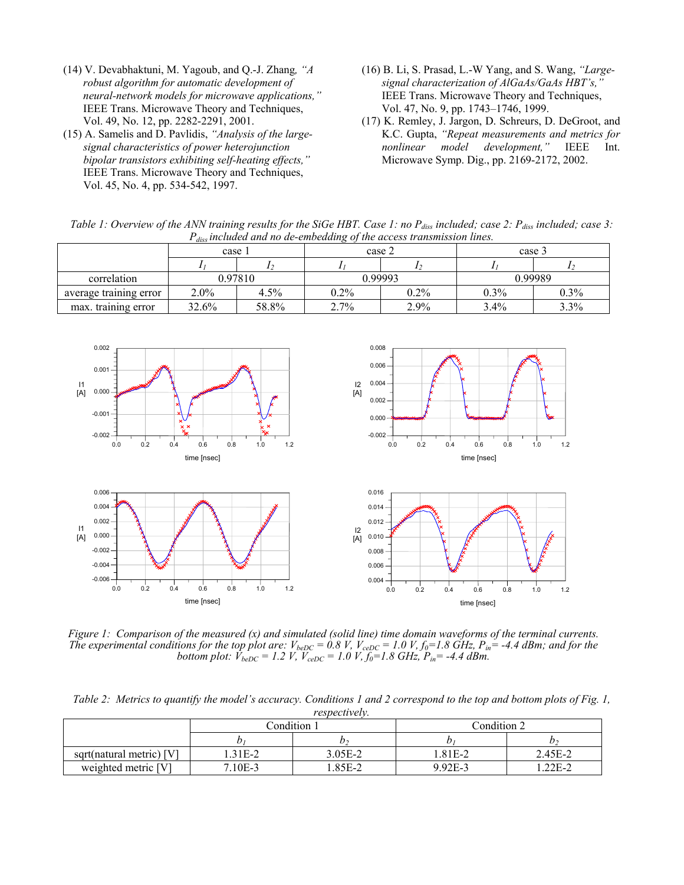(14) V. Devabhaktuni, M. Yagoub, and Q.-J. Zhang, *"A robust algorithm for automatic development of neural-network models for microwave applications,"* IEEE Trans. Microwave Theory and Techniques, Vol. 49, No. 12, pp. 2282-2291, 2001.

(15) A. Samelis and D. Pavlidis, *"Analysis of the large-signal characteristics of power heterojunction bipolar transistors exhibiting self-heating effects,"* IEEE Trans. Microwave Theory and Techniques, Vol. 45, No. 4, pp. 534-542, 1997.

(16) B. Li, S. Prasad, L.-W Yang, and S. Wang, *"Large-signal characterization of AlGaAs/GaAs HBT's,"* IEEE Trans. Microwave Theory and Techniques, Vol. 47, No. 9, pp. 1743–1746, 1999.

(17) K. Remley, J. Jargon, D. Schreurs, D. DeGroot, and K.C. Gupta, *"Repeat measurements and metrics for nonlinear model development,"* IEEE Int. Microwave Symp. Dig., pp. 2169-2172, 2002.

*Table 1: Overview of the ANN training results for the SiGe HBT. Case 1: no $P_{diss}$ included; case 2: $P_{diss}$ included; case 3: $P_{diss}$ included and no de-embedding of the access transmission lines.*

| | case 1 | | case 2 | | case 3 | |
|---|---|---|---|---|---|---|
| | $I_1$ | $I_2$ | $I_1$ | $I_2$ | $I_1$ | $I_2$ |
| correlation | 0.97810 | | 0.99993 | | 0.99989 | |
| average training error | 2.0% | 4.5% | 0.2% | 0.2% | 0.3% | 0.3% |
| max. training error | 32.6% | 58.8% | 2.7% | 2.9% | 3.4% | 3.3% |

I1 [A]
0.002
0.001
0.000
-0.001
-0.002
0.0 0.2 0.4 0.6 0.8 1.0 1.2
time [nsec]

I2 [A]
0.008
0.006
0.004
0.002
0.000
-0.002
0.0 0.2 0.4 0.6 0.8 1.0 1.2
time [nsec]

I1 [A]
0.006
0.004
0.002
0.000
-0.002
-0.004
-0.006
0.0 0.2 0.4 0.6 0.8 1.0 1.2
time [nsec]

I2 [A]
0.016
0.014
0.012
0.010
0.008
0.006
0.004
0.0 0.2 0.4 0.6 0.8 1.0 1.2
time [nsec]

*Figure 1: Comparison of the measured (x) and simulated (solid line) time domain waveforms of the terminal currents. The experimental conditions for the top plot are: $V_{beDC}$ = 0.8 V, $V_{ceDC}$ = 1.0 V, $f_0$=1.8 GHz, $P_{in}$= -4.4 dBm; and for the bottom plot: $V_{beDC}$ = 1.2 V, $V_{ceDC}$ = 1.0 V, $f_0$=1.8 GHz, $P_{in}$= -4.4 dBm.*

*Table 2: Metrics to quantify the model's accuracy. Conditions 1 and 2 correspond to the top and bottom plots of Fig. 1, respectively.*

| | Condition 1 | | Condition 2 | |
|---|---|---|---|---|
| | $b_1$ | $b_2$ | $b_1$ | $b_2$ |
| sqrt(natural metric) [V] | 1.31E-2 | 3.05E-2 | 1.81E-2 | 2.45E-2 |
| weighted metric [V] | 7.10E-3 | 1.85E-2 | 9.92E-3 | 1.22E-2 |